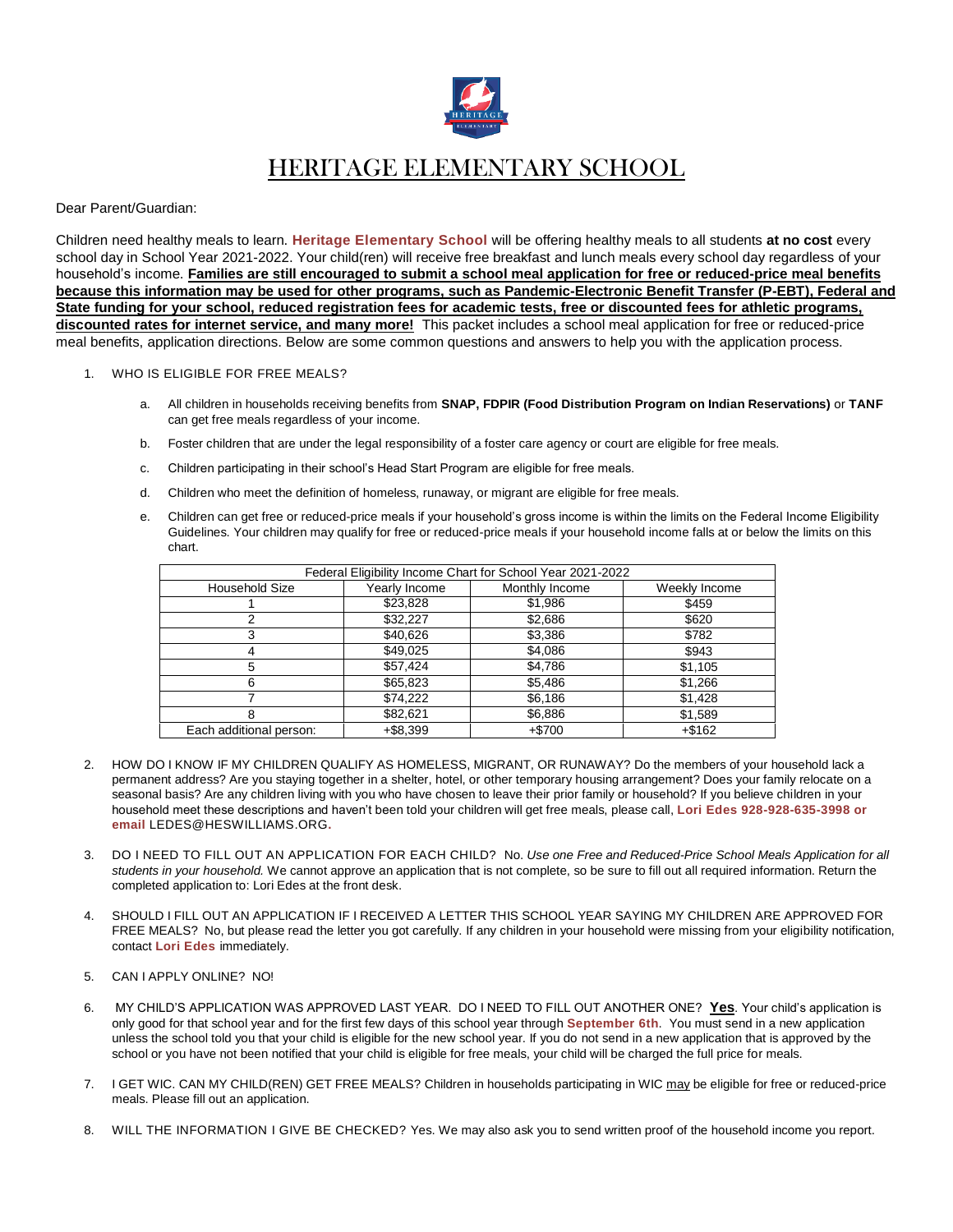# HERITAGE ELEMENTARY SCHOOL

Dear Parent/Guardian:

Children need healthy meals to learn. **Heritage Elementary School** will be offering healthy meals to all students **at no cost** every school day in School Year 2021-2022. Your child(ren) will receive free breakfast and lunch meals every school day regardless of your household's income. **Families are still encouraged to submit a school meal application for free or reduced-price meal benefits because this information may be used for other programs, such as Pandemic-Electronic Benefit Transfer (P-EBT), Federal and State funding for your school, reduced registration fees for academic tests, free or discounted fees for athletic programs, discounted rates for internet service, and many more!** This packet includes a school meal application for free or reduced-price meal benefits, application directions. Below are some common questions and answers to help you with the application process.

1. WHO IS ELIGIBLE FOR FREE MEALS?

   a. All children in households receiving benefits from **SNAP, FDPIR (Food Distribution Program on Indian Reservations)** or **TANF** can get free meals regardless of your income.

   b. Foster children that are under the legal responsibility of a foster care agency or court are eligible for free meals.

   c. Children participating in their school's Head Start Program are eligible for free meals.

   d. Children who meet the definition of homeless, runaway, or migrant are eligible for free meals.

   e. Children can get free or reduced-price meals if your household's gross income is within the limits on the Federal Income Eligibility Guidelines. Your children may qualify for free or reduced-price meals if your household income falls at or below the limits on this chart.

| Federal Eligibility Income Chart for School Year 2021-2022 | | | |
|---|---|---|---|
| Household Size | Yearly Income | Monthly Income | Weekly Income |
| 1 | $23,828 | $1,986 | $459 |
| 2 | $32,227 | $2,686 | $620 |
| 3 | $40,626 | $3,386 | $782 |
| 4 | $49,025 | $4,086 | $943 |
| 5 | $57,424 | $4,786 | $1,105 |
| 6 | $65,823 | $5,486 | $1,266 |
| 7 | $74,222 | $6,186 | $1,428 |
| 8 | $82,621 | $6,886 | $1,589 |
| Each additional person: | +$8,399 | +$700 | +$162 |

2. HOW DO I KNOW IF MY CHILDREN QUALIFY AS HOMELESS, MIGRANT, OR RUNAWAY? Do the members of your household lack a permanent address? Are you staying together in a shelter, hotel, or other temporary housing arrangement? Does your family relocate on a seasonal basis? Are any children living with you who have chosen to leave their prior family or household? If you believe children in your household meet these descriptions and haven't been told your children will get free meals, please call, **Lori Edes 928-928-635-3998 or email** LEDES@HESWILLIAMS.ORG**.**

3. DO I NEED TO FILL OUT AN APPLICATION FOR EACH CHILD? No. *Use one Free and Reduced-Price School Meals Application for all students in your household.* We cannot approve an application that is not complete, so be sure to fill out all required information. Return the completed application to: Lori Edes at the front desk.

4. SHOULD I FILL OUT AN APPLICATION IF I RECEIVED A LETTER THIS SCHOOL YEAR SAYING MY CHILDREN ARE APPROVED FOR FREE MEALS? No, but please read the letter you got carefully. If any children in your household were missing from your eligibility notification, contact **Lori Edes** immediately.

5. CAN I APPLY ONLINE? NO!

6. MY CHILD'S APPLICATION WAS APPROVED LAST YEAR. DO I NEED TO FILL OUT ANOTHER ONE? **Yes**. Your child's application is only good for that school year and for the first few days of this school year through **September 6th**. You must send in a new application unless the school told you that your child is eligible for the new school year. If you do not send in a new application that is approved by the school or you have not been notified that your child is eligible for free meals, your child will be charged the full price for meals.

7. I GET WIC. CAN MY CHILD(REN) GET FREE MEALS? Children in households participating in WIC may be eligible for free or reduced-price meals. Please fill out an application.

8. WILL THE INFORMATION I GIVE BE CHECKED? Yes. We may also ask you to send written proof of the household income you report.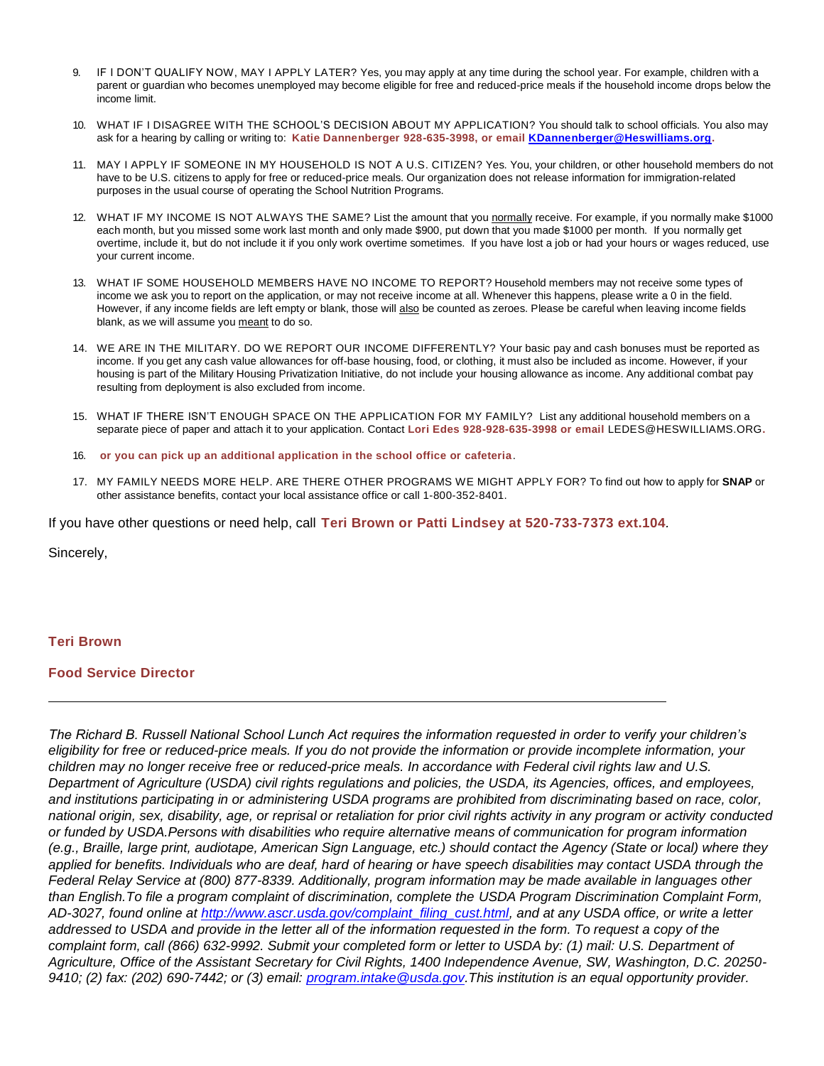9. IF I DON'T QUALIFY NOW, MAY I APPLY LATER? Yes, you may apply at any time during the school year. For example, children with a parent or guardian who becomes unemployed may become eligible for free and reduced-price meals if the household income drops below the income limit.

10. WHAT IF I DISAGREE WITH THE SCHOOL'S DECISION ABOUT MY APPLICATION? You should talk to school officials. You also may ask for a hearing by calling or writing to: **Katie Dannenberger 928-635-3998, or email [KDannenberger@Heswilliams.org](mailto:KDannenberger@Heswilliams.org)**.

11. MAY I APPLY IF SOMEONE IN MY HOUSEHOLD IS NOT A U.S. CITIZEN? Yes. You, your children, or other household members do not have to be U.S. citizens to apply for free or reduced-price meals. Our organization does not release information for immigration-related purposes in the usual course of operating the School Nutrition Programs.

12. WHAT IF MY INCOME IS NOT ALWAYS THE SAME? List the amount that you normally receive. For example, if you normally make $1000 each month, but you missed some work last month and only made $900, put down that you made $1000 per month. If you normally get overtime, include it, but do not include it if you only work overtime sometimes. If you have lost a job or had your hours or wages reduced, use your current income.

13. WHAT IF SOME HOUSEHOLD MEMBERS HAVE NO INCOME TO REPORT? Household members may not receive some types of income we ask you to report on the application, or may not receive income at all. Whenever this happens, please write a 0 in the field. However, if any income fields are left empty or blank, those will also be counted as zeroes. Please be careful when leaving income fields blank, as we will assume you meant to do so.

14. WE ARE IN THE MILITARY. DO WE REPORT OUR INCOME DIFFERENTLY? Your basic pay and cash bonuses must be reported as income. If you get any cash value allowances for off-base housing, food, or clothing, it must also be included as income. However, if your housing is part of the Military Housing Privatization Initiative, do not include your housing allowance as income. Any additional combat pay resulting from deployment is also excluded from income.

15. WHAT IF THERE ISN'T ENOUGH SPACE ON THE APPLICATION FOR MY FAMILY? List any additional household members on a separate piece of paper and attach it to your application. Contact **Lori Edes 928-928-635-3998 or email** LEDES@HESWILLIAMS.ORG.

16. **or you can pick up an additional application in the school office or cafeteria**.

17. MY FAMILY NEEDS MORE HELP. ARE THERE OTHER PROGRAMS WE MIGHT APPLY FOR? To find out how to apply for **SNAP** or other assistance benefits, contact your local assistance office or call 1-800-352-8401.

If you have other questions or need help, call **Teri Brown or Patti Lindsey at 520-733-7373 ext.104**.

Sincerely,

**Teri Brown**

**Food Service Director**

---

*The Richard B. Russell National School Lunch Act requires the information requested in order to verify your children's eligibility for free or reduced-price meals. If you do not provide the information or provide incomplete information, your children may no longer receive free or reduced-price meals. In accordance with Federal civil rights law and U.S. Department of Agriculture (USDA) civil rights regulations and policies, the USDA, its Agencies, offices, and employees, and institutions participating in or administering USDA programs are prohibited from discriminating based on race, color, national origin, sex, disability, age, or reprisal or retaliation for prior civil rights activity in any program or activity conducted or funded by USDA.Persons with disabilities who require alternative means of communication for program information (e.g., Braille, large print, audiotape, American Sign Language, etc.) should contact the Agency (State or local) where they applied for benefits. Individuals who are deaf, hard of hearing or have speech disabilities may contact USDA through the Federal Relay Service at (800) 877-8339. Additionally, program information may be made available in languages other than English.To file a program complaint of discrimination, complete the USDA Program Discrimination Complaint Form, AD-3027, found online at [http://www.ascr.usda.gov/complaint_filing_cust.html](http://www.ascr.usda.gov/complaint_filing_cust.html), and at any USDA office, or write a letter addressed to USDA and provide in the letter all of the information requested in the form. To request a copy of the complaint form, call (866) 632-9992. Submit your completed form or letter to USDA by: (1) mail: U.S. Department of Agriculture, Office of the Assistant Secretary for Civil Rights, 1400 Independence Avenue, SW, Washington, D.C. 20250-9410; (2) fax: (202) 690-7442; or (3) email: [program.intake@usda.gov](mailto:program.intake@usda.gov).This institution is an equal opportunity provider.*